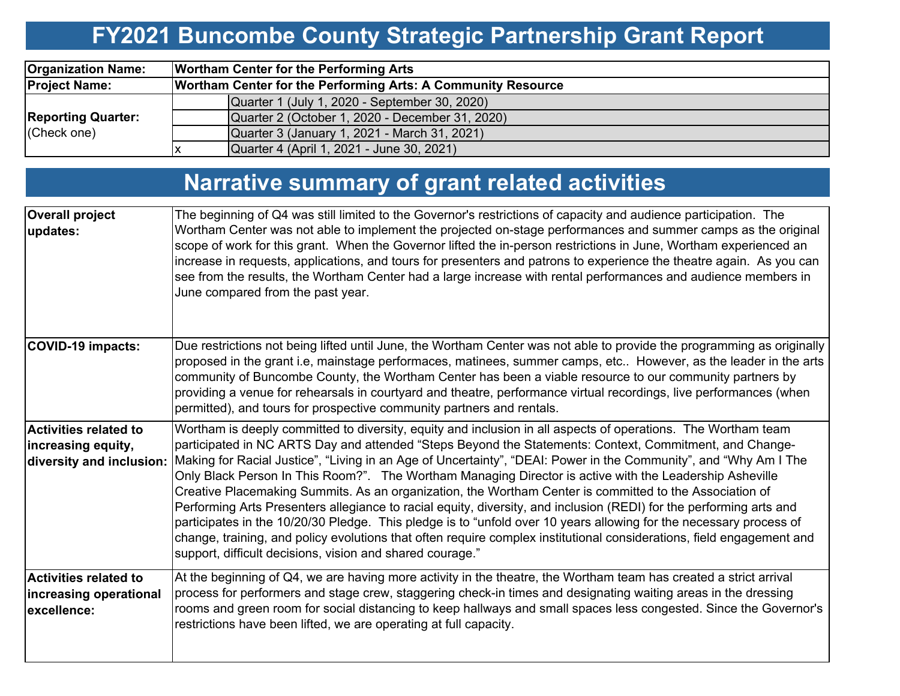# FY2021 Buncombe County Strategic Partnership Grant Report

| | | |
|---|---|---|
| **Organization Name:** | **Wortham Center for the Performing Arts** | |
| **Project Name:** | **Wortham Center for the Performing Arts: A Community Resource** | |
| **Reporting Quarter:** (Check one) | | Quarter 1 (July 1, 2020 - September 30, 2020) |
| | | Quarter 2 (October 1, 2020 - December 31, 2020) |
| | | Quarter 3 (January 1, 2021 - March 31, 2021) |
| | x | Quarter 4 (April 1, 2021 - June 30, 2021) |

# Narrative summary of grant related activities

| | |
|---|---|
| **Overall project updates:** | The beginning of Q4 was still limited to the Governor's restrictions of capacity and audience participation. The Wortham Center was not able to implement the projected on-stage performances and summer camps as the original scope of work for this grant. When the Governor lifted the in-person restrictions in June, Wortham experienced an increase in requests, applications, and tours for presenters and patrons to experience the theatre again. As you can see from the results, the Wortham Center had a large increase with rental performances and audience members in June compared from the past year. |
| **COVID-19 impacts:** | Due restrictions not being lifted until June, the Wortham Center was not able to provide the programming as originally proposed in the grant i.e, mainstage performaces, matinees, summer camps, etc.. However, as the leader in the arts community of Buncombe County, the Wortham Center has been a viable resource to our community partners by providing a venue for rehearsals in courtyard and theatre, performance virtual recordings, live performances (when permitted), and tours for prospective community partners and rentals. |
| **Activities related to increasing equity, diversity and inclusion:** | Wortham is deeply committed to diversity, equity and inclusion in all aspects of operations. The Wortham team participated in NC ARTS Day and attended "Steps Beyond the Statements: Context, Commitment, and Change-Making for Racial Justice", "Living in an Age of Uncertainty", "DEAI: Power in the Community", and "Why Am I The Only Black Person In This Room?". The Wortham Managing Director is active with the Leadership Asheville Creative Placemaking Summits. As an organization, the Wortham Center is committed to the Association of Performing Arts Presenters allegiance to racial equity, diversity, and inclusion (REDI) for the performing arts and participates in the 10/20/30 Pledge. This pledge is to "unfold over 10 years allowing for the necessary process of change, training, and policy evolutions that often require complex institutional considerations, field engagement and support, difficult decisions, vision and shared courage." |
| **Activities related to increasing operational excellence:** | At the beginning of Q4, we are having more activity in the theatre, the Wortham team has created a strict arrival process for performers and stage crew, staggering check-in times and designating waiting areas in the dressing rooms and green room for social distancing to keep hallways and small spaces less congested. Since the Governor's restrictions have been lifted, we are operating at full capacity. |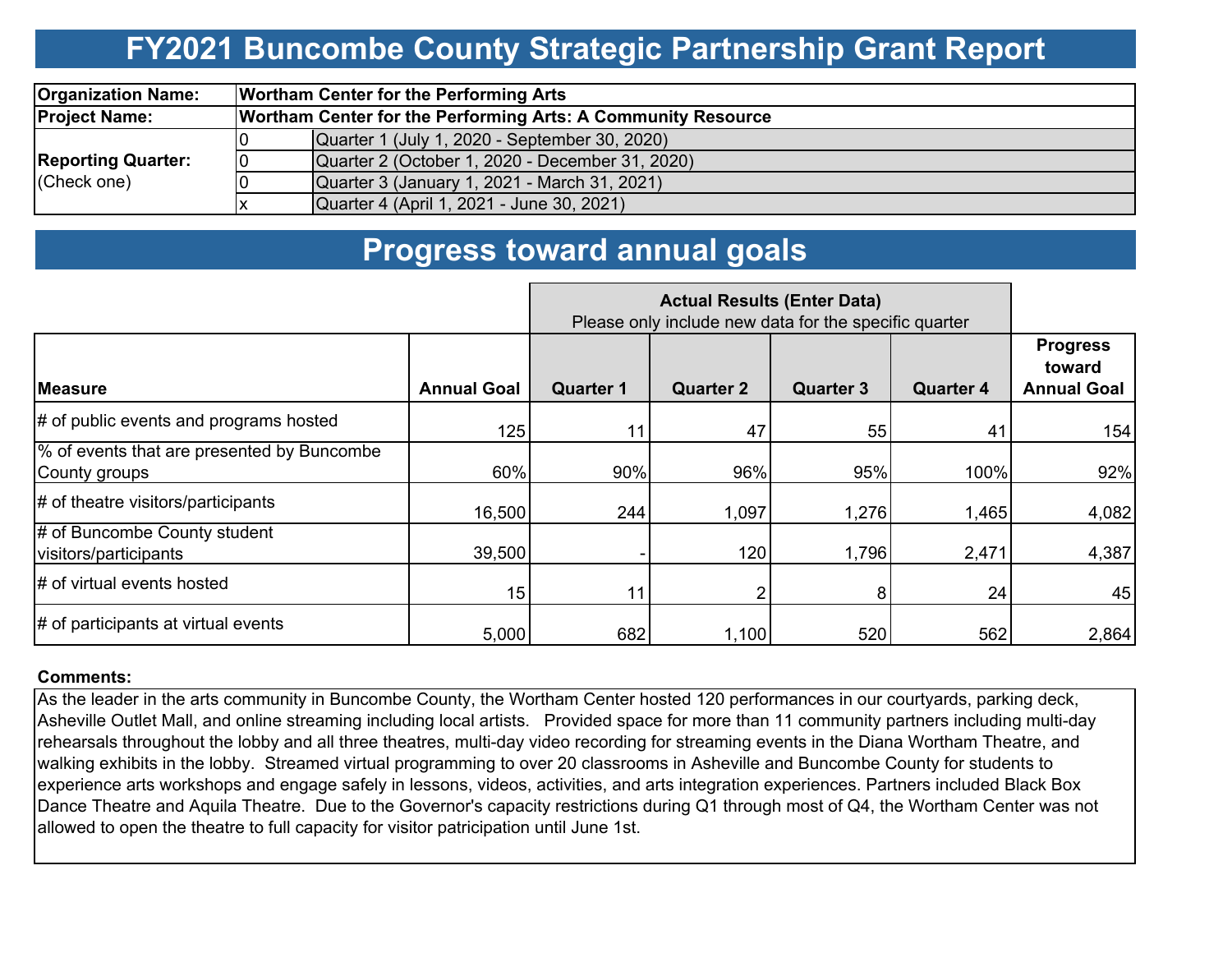# FY2021 Buncombe County Strategic Partnership Grant Report

| | | |
|---|---|---|
| **Organization Name:** | **Wortham Center for the Performing Arts** | |
| **Project Name:** | **Wortham Center for the Performing Arts: A Community Resource** | |
| **Reporting Quarter:** (Check one) | 0 | Quarter 1 (July 1, 2020 - September 30, 2020) |
| | 0 | Quarter 2 (October 1, 2020 - December 31, 2020) |
| | 0 | Quarter 3 (January 1, 2021 - March 31, 2021) |
| | x | Quarter 4 (April 1, 2021 - June 30, 2021) |

# Progress toward annual goals

| | | **Actual Results (Enter Data)** Please only include new data for the specific quarter | | | | |
|---|---|---|---|---|---|---|
| **Measure** | **Annual Goal** | **Quarter 1** | **Quarter 2** | **Quarter 3** | **Quarter 4** | **Progress toward Annual Goal** |
| # of public events and programs hosted | 125 | 11 | 47 | 55 | 41 | 154 |
| % of events that are presented by Buncombe County groups | 60% | 90% | 96% | 95% | 100% | 92% |
| # of theatre visitors/participants | 16,500 | 244 | 1,097 | 1,276 | 1,465 | 4,082 |
| # of Buncombe County student visitors/participants | 39,500 | - | 120 | 1,796 | 2,471 | 4,387 |
| # of virtual events hosted | 15 | 11 | 2 | 8 | 24 | 45 |
| # of participants at virtual events | 5,000 | 682 | 1,100 | 520 | 562 | 2,864 |

**Comments:**

As the leader in the arts community in Buncombe County, the Wortham Center hosted 120 performances in our courtyards, parking deck, Asheville Outlet Mall, and online streaming including local artists. Provided space for more than 11 community partners including multi-day rehearsals throughout the lobby and all three theatres, multi-day video recording for streaming events in the Diana Wortham Theatre, and walking exhibits in the lobby. Streamed virtual programming to over 20 classrooms in Asheville and Buncombe County for students to experience arts workshops and engage safely in lessons, videos, activities, and arts integration experiences. Partners included Black Box Dance Theatre and Aquila Theatre. Due to the Governor's capacity restrictions during Q1 through most of Q4, the Wortham Center was not allowed to open the theatre to full capacity for visitor patricipation until June 1st.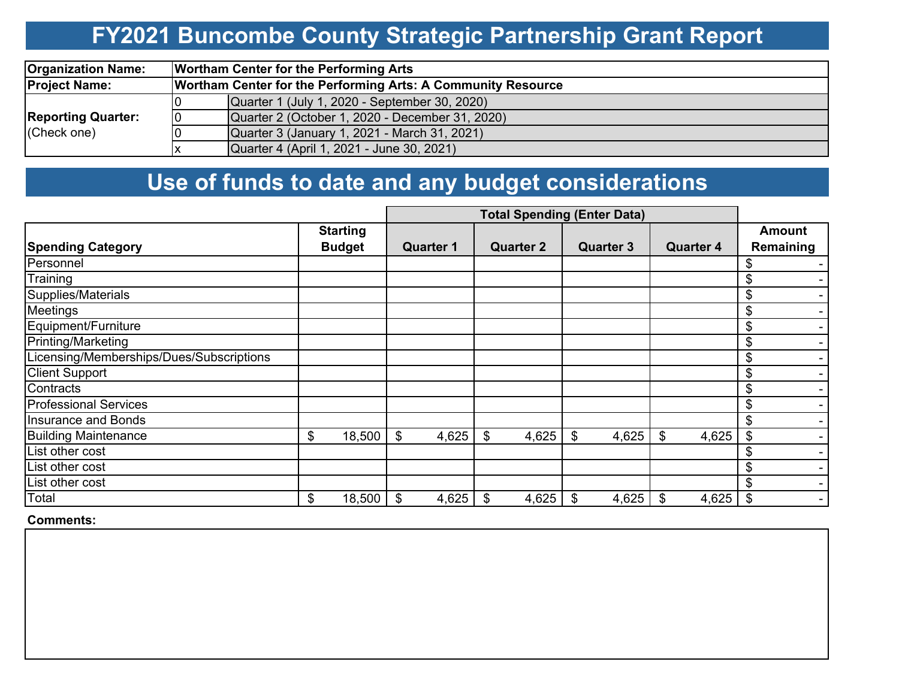# FY2021 Buncombe County Strategic Partnership Grant Report

| | | |
|---|---|---|
| **Organization Name:** | **Wortham Center for the Performing Arts** | |
| **Project Name:** | **Wortham Center for the Performing Arts: A Community Resource** | |
| **Reporting Quarter:** (Check one) | 0 | Quarter 1 (July 1, 2020 - September 30, 2020) |
| | 0 | Quarter 2 (October 1, 2020 - December 31, 2020) |
| | 0 | Quarter 3 (January 1, 2021 - March 31, 2021) |
| | x | Quarter 4 (April 1, 2021 - June 30, 2021) |

# Use of funds to date and any budget considerations

| | | Total Spending (Enter Data) | | | | |
|---|---|---|---|---|---|---|
| **Spending Category** | **Starting Budget** | **Quarter 1** | **Quarter 2** | **Quarter 3** | **Quarter 4** | **Amount Remaining** |
| Personnel | | | | | | $ - |
| Training | | | | | | $ - |
| Supplies/Materials | | | | | | $ - |
| Meetings | | | | | | $ - |
| Equipment/Furniture | | | | | | $ - |
| Printing/Marketing | | | | | | $ - |
| Licensing/Memberships/Dues/Subscriptions | | | | | | $ - |
| Client Support | | | | | | $ - |
| Contracts | | | | | | $ - |
| Professional Services | | | | | | $ - |
| Insurance and Bonds | | | | | | $ - |
| Building Maintenance | $ 18,500 | $ 4,625 | $ 4,625 | $ 4,625 | $ 4,625 | $ - |
| List other cost | | | | | | $ - |
| List other cost | | | | | | $ - |
| List other cost | | | | | | $ - |
| Total | $ 18,500 | $ 4,625 | $ 4,625 | $ 4,625 | $ 4,625 | $ - |

**Comments:**